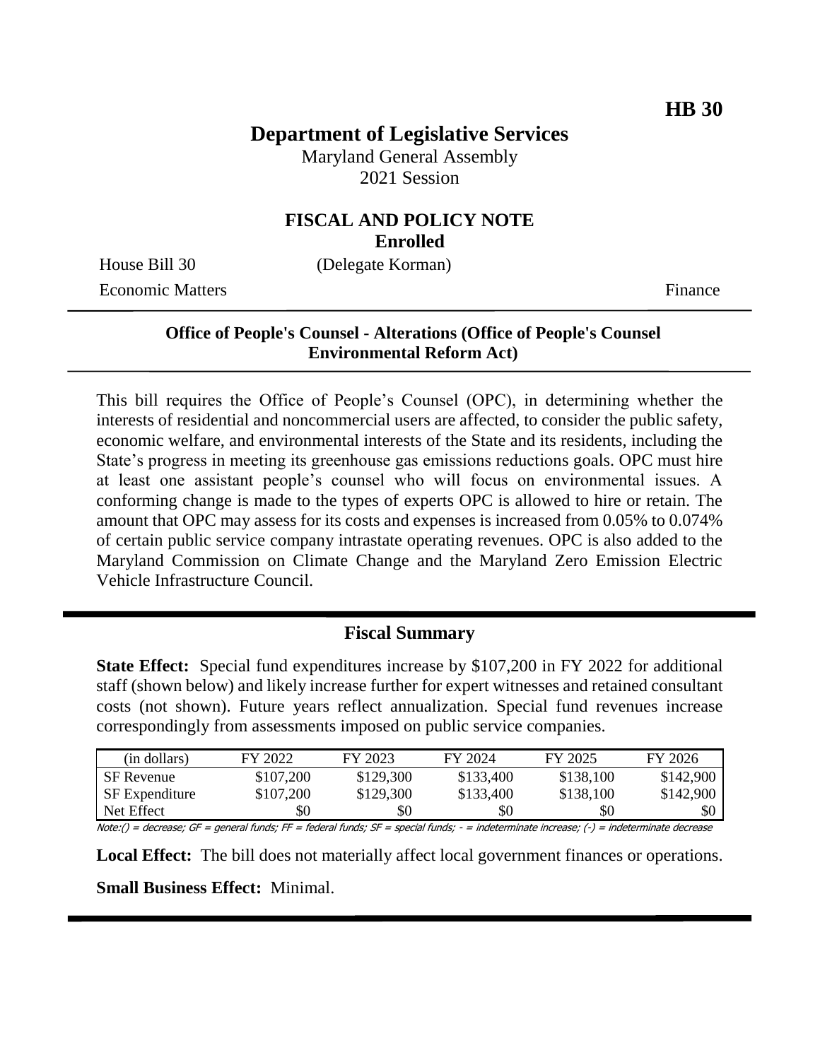**HB 30**

# Department of Legislative Services

Maryland General Assembly
2021 Session

## FISCAL AND POLICY NOTE
**Enrolled**

House Bill 30 (Delegate Korman)
Economic Matters Finance

### Office of People's Counsel - Alterations (Office of People's Counsel Environmental Reform Act)

This bill requires the Office of People's Counsel (OPC), in determining whether the interests of residential and noncommercial users are affected, to consider the public safety, economic welfare, and environmental interests of the State and its residents, including the State's progress in meeting its greenhouse gas emissions reductions goals. OPC must hire at least one assistant people's counsel who will focus on environmental issues. A conforming change is made to the types of experts OPC is allowed to hire or retain. The amount that OPC may assess for its costs and expenses is increased from 0.05% to 0.074% of certain public service company intrastate operating revenues. OPC is also added to the Maryland Commission on Climate Change and the Maryland Zero Emission Electric Vehicle Infrastructure Council.

## Fiscal Summary

**State Effect:** Special fund expenditures increase by $107,200 in FY 2022 for additional staff (shown below) and likely increase further for expert witnesses and retained consultant costs (not shown). Future years reflect annualization. Special fund revenues increase correspondingly from assessments imposed on public service companies.

| (in dollars) | FY 2022 | FY 2023 | FY 2024 | FY 2025 | FY 2026 |
|---|---|---|---|---|---|
| SF Revenue | $107,200 | $129,300 | $133,400 | $138,100 | $142,900 |
| SF Expenditure | $107,200 | $129,300 | $133,400 | $138,100 | $142,900 |
| Net Effect | $0 | $0 | $0 | $0 | $0 |

Note:() = decrease; GF = general funds; FF = federal funds; SF = special funds; - = indeterminate increase; (-) = indeterminate decrease

**Local Effect:** The bill does not materially affect local government finances or operations.

**Small Business Effect:** Minimal.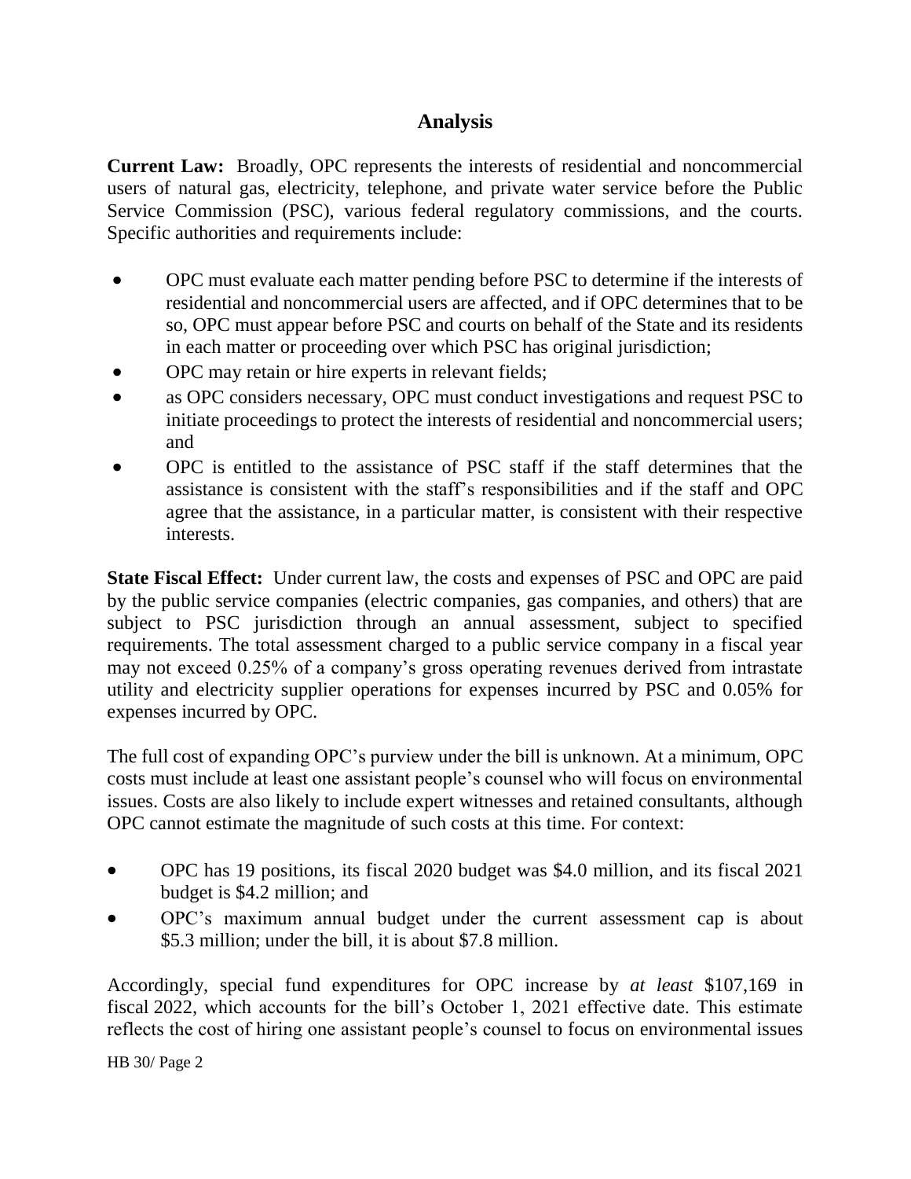## Analysis

**Current Law:** Broadly, OPC represents the interests of residential and noncommercial users of natural gas, electricity, telephone, and private water service before the Public Service Commission (PSC), various federal regulatory commissions, and the courts. Specific authorities and requirements include:

- OPC must evaluate each matter pending before PSC to determine if the interests of residential and noncommercial users are affected, and if OPC determines that to be so, OPC must appear before PSC and courts on behalf of the State and its residents in each matter or proceeding over which PSC has original jurisdiction;
- OPC may retain or hire experts in relevant fields;
- as OPC considers necessary, OPC must conduct investigations and request PSC to initiate proceedings to protect the interests of residential and noncommercial users; and
- OPC is entitled to the assistance of PSC staff if the staff determines that the assistance is consistent with the staff's responsibilities and if the staff and OPC agree that the assistance, in a particular matter, is consistent with their respective interests.

**State Fiscal Effect:** Under current law, the costs and expenses of PSC and OPC are paid by the public service companies (electric companies, gas companies, and others) that are subject to PSC jurisdiction through an annual assessment, subject to specified requirements. The total assessment charged to a public service company in a fiscal year may not exceed 0.25% of a company's gross operating revenues derived from intrastate utility and electricity supplier operations for expenses incurred by PSC and 0.05% for expenses incurred by OPC.

The full cost of expanding OPC's purview under the bill is unknown. At a minimum, OPC costs must include at least one assistant people's counsel who will focus on environmental issues. Costs are also likely to include expert witnesses and retained consultants, although OPC cannot estimate the magnitude of such costs at this time. For context:

- OPC has 19 positions, its fiscal 2020 budget was $4.0 million, and its fiscal 2021 budget is $4.2 million; and
- OPC's maximum annual budget under the current assessment cap is about $5.3 million; under the bill, it is about $7.8 million.

Accordingly, special fund expenditures for OPC increase by *at least* $107,169 in fiscal 2022, which accounts for the bill's October 1, 2021 effective date. This estimate reflects the cost of hiring one assistant people's counsel to focus on environmental issues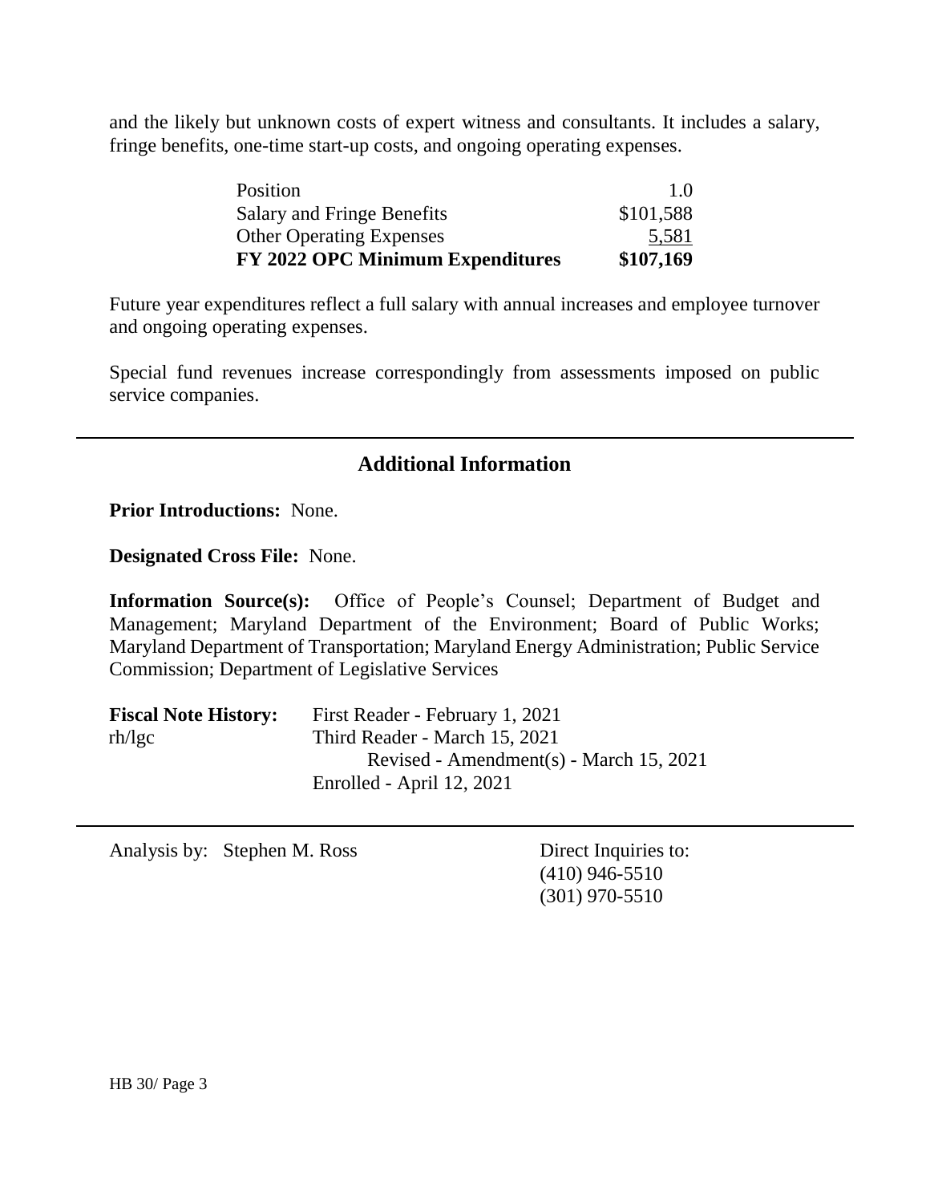and the likely but unknown costs of expert witness and consultants. It includes a salary, fringe benefits, one-time start-up costs, and ongoing operating expenses.

| | |
|---|---:|
| Position | 1.0 |
| Salary and Fringe Benefits | \$101,588 |
| Other Operating Expenses | 5,581 |
| **FY 2022 OPC Minimum Expenditures** | **\$107,169** |

Future year expenditures reflect a full salary with annual increases and employee turnover and ongoing operating expenses.

Special fund revenues increase correspondingly from assessments imposed on public service companies.

## Additional Information

**Prior Introductions:** None.

**Designated Cross File:** None.

**Information Source(s):** Office of People's Counsel; Department of Budget and Management; Maryland Department of the Environment; Board of Public Works; Maryland Department of Transportation; Maryland Energy Administration; Public Service Commission; Department of Legislative Services

**Fiscal Note History:** First Reader - February 1, 2021
rh/lgc Third Reader - March 15, 2021
Revised - Amendment(s) - March 15, 2021
Enrolled - April 12, 2021

Analysis by: Stephen M. Ross

Direct Inquiries to:
(410) 946-5510
(301) 970-5510